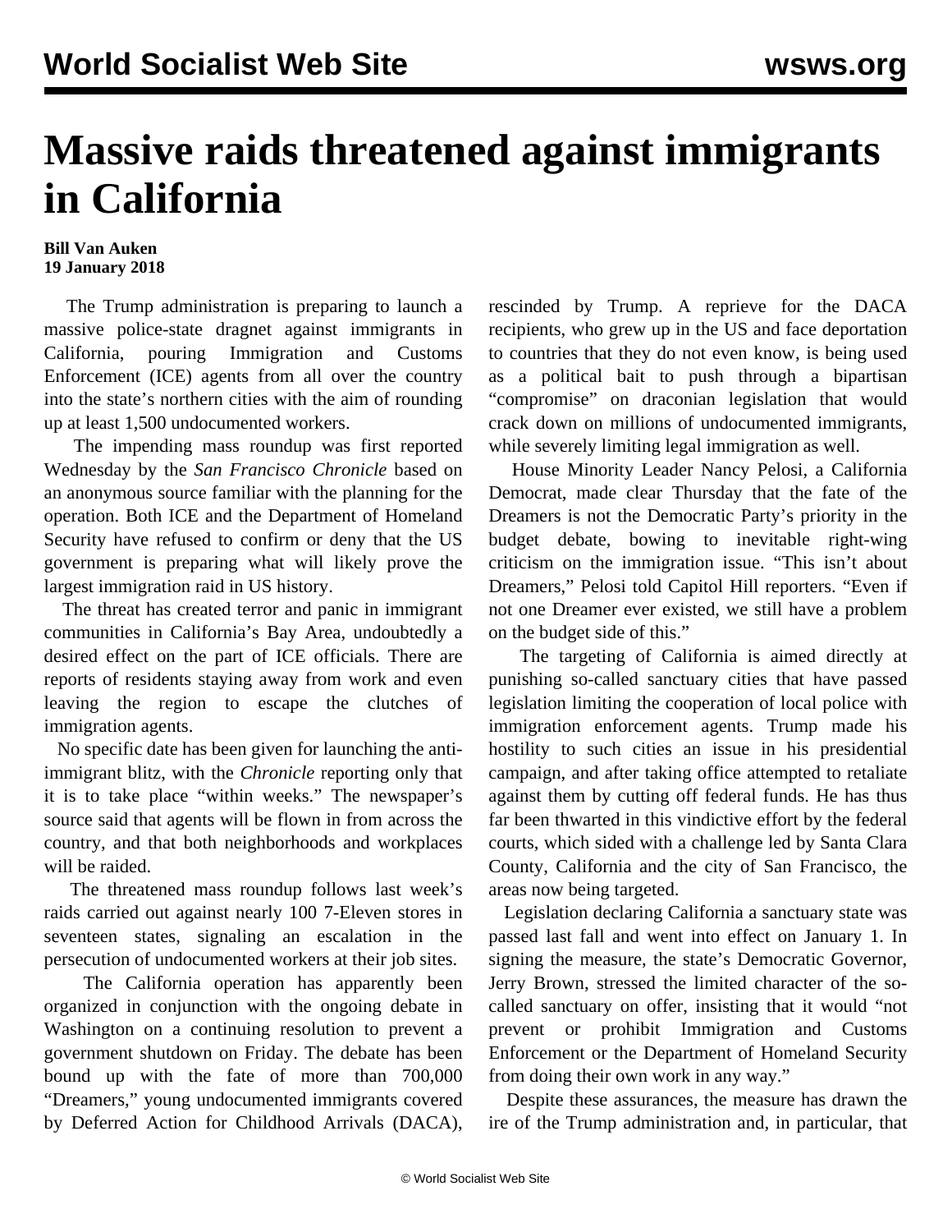# Massive raids threatened against immigrants in California

**Bill Van Auken**
**19 January 2018**

The Trump administration is preparing to launch a massive police-state dragnet against immigrants in California, pouring Immigration and Customs Enforcement (ICE) agents from all over the country into the state's northern cities with the aim of rounding up at least 1,500 undocumented workers.

The impending mass roundup was first reported Wednesday by the *San Francisco Chronicle* based on an anonymous source familiar with the planning for the operation. Both ICE and the Department of Homeland Security have refused to confirm or deny that the US government is preparing what will likely prove the largest immigration raid in US history.

The threat has created terror and panic in immigrant communities in California's Bay Area, undoubtedly a desired effect on the part of ICE officials. There are reports of residents staying away from work and even leaving the region to escape the clutches of immigration agents.

No specific date has been given for launching the anti-immigrant blitz, with the *Chronicle* reporting only that it is to take place "within weeks." The newspaper's source said that agents will be flown in from across the country, and that both neighborhoods and workplaces will be raided.

The threatened mass roundup follows last week's raids carried out against nearly 100 7-Eleven stores in seventeen states, signaling an escalation in the persecution of undocumented workers at their job sites.

The California operation has apparently been organized in conjunction with the ongoing debate in Washington on a continuing resolution to prevent a government shutdown on Friday. The debate has been bound up with the fate of more than 700,000 "Dreamers," young undocumented immigrants covered by Deferred Action for Childhood Arrivals (DACA), rescinded by Trump. A reprieve for the DACA recipients, who grew up in the US and face deportation to countries that they do not even know, is being used as a political bait to push through a bipartisan "compromise" on draconian legislation that would crack down on millions of undocumented immigrants, while severely limiting legal immigration as well.

House Minority Leader Nancy Pelosi, a California Democrat, made clear Thursday that the fate of the Dreamers is not the Democratic Party's priority in the budget debate, bowing to inevitable right-wing criticism on the immigration issue. "This isn't about Dreamers," Pelosi told Capitol Hill reporters. "Even if not one Dreamer ever existed, we still have a problem on the budget side of this."

The targeting of California is aimed directly at punishing so-called sanctuary cities that have passed legislation limiting the cooperation of local police with immigration enforcement agents. Trump made his hostility to such cities an issue in his presidential campaign, and after taking office attempted to retaliate against them by cutting off federal funds. He has thus far been thwarted in this vindictive effort by the federal courts, which sided with a challenge led by Santa Clara County, California and the city of San Francisco, the areas now being targeted.

Legislation declaring California a sanctuary state was passed last fall and went into effect on January 1. In signing the measure, the state's Democratic Governor, Jerry Brown, stressed the limited character of the so-called sanctuary on offer, insisting that it would "not prevent or prohibit Immigration and Customs Enforcement or the Department of Homeland Security from doing their own work in any way."

Despite these assurances, the measure has drawn the ire of the Trump administration and, in particular, that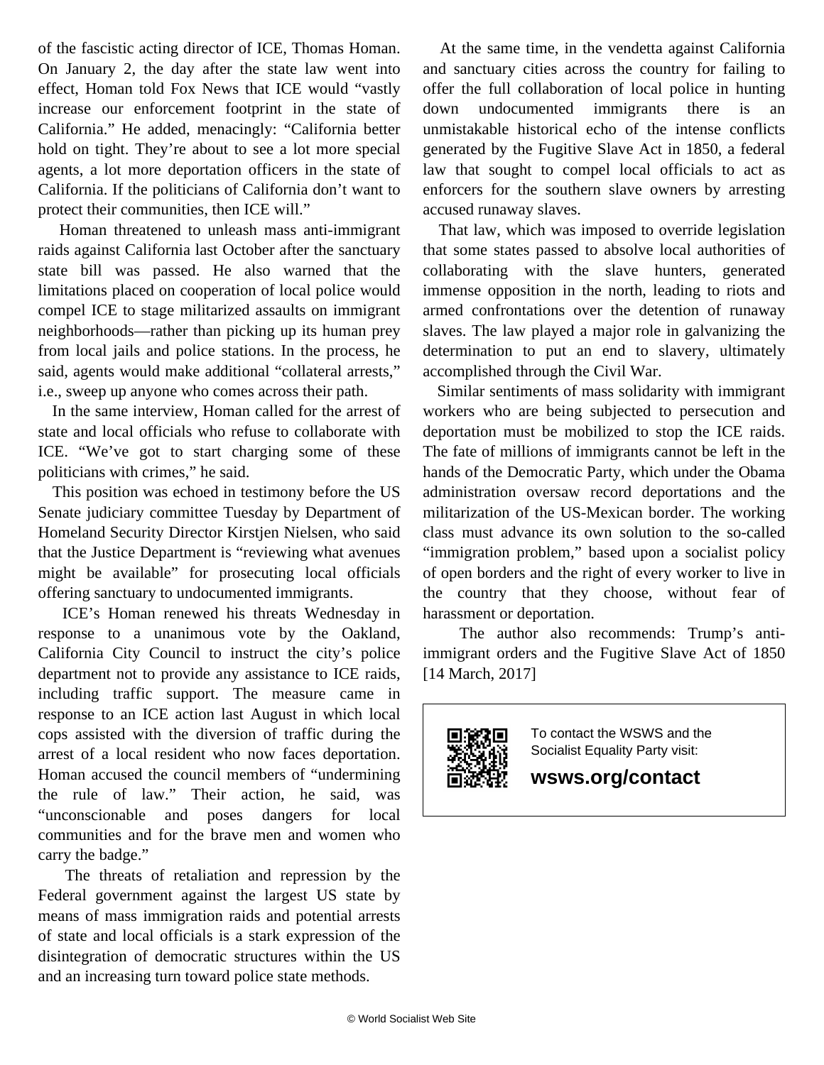of the fascistic acting director of ICE, Thomas Homan. On January 2, the day after the state law went into effect, Homan told Fox News that ICE would "vastly increase our enforcement footprint in the state of California." He added, menacingly: "California better hold on tight. They're about to see a lot more special agents, a lot more deportation officers in the state of California. If the politicians of California don't want to protect their communities, then ICE will."

Homan threatened to unleash mass anti-immigrant raids against California last October after the sanctuary state bill was passed. He also warned that the limitations placed on cooperation of local police would compel ICE to stage militarized assaults on immigrant neighborhoods—rather than picking up its human prey from local jails and police stations. In the process, he said, agents would make additional "collateral arrests," i.e., sweep up anyone who comes across their path.

In the same interview, Homan called for the arrest of state and local officials who refuse to collaborate with ICE. "We've got to start charging some of these politicians with crimes," he said.

This position was echoed in testimony before the US Senate judiciary committee Tuesday by Department of Homeland Security Director Kirstjen Nielsen, who said that the Justice Department is "reviewing what avenues might be available" for prosecuting local officials offering sanctuary to undocumented immigrants.

ICE's Homan renewed his threats Wednesday in response to a unanimous vote by the Oakland, California City Council to instruct the city's police department not to provide any assistance to ICE raids, including traffic support. The measure came in response to an ICE action last August in which local cops assisted with the diversion of traffic during the arrest of a local resident who now faces deportation. Homan accused the council members of "undermining the rule of law." Their action, he said, was "unconscionable and poses dangers for local communities and for the brave men and women who carry the badge."

The threats of retaliation and repression by the Federal government against the largest US state by means of mass immigration raids and potential arrests of state and local officials is a stark expression of the disintegration of democratic structures within the US and an increasing turn toward police state methods.

At the same time, in the vendetta against California and sanctuary cities across the country for failing to offer the full collaboration of local police in hunting down undocumented immigrants there is an unmistakable historical echo of the intense conflicts generated by the Fugitive Slave Act in 1850, a federal law that sought to compel local officials to act as enforcers for the southern slave owners by arresting accused runaway slaves.

That law, which was imposed to override legislation that some states passed to absolve local authorities of collaborating with the slave hunters, generated immense opposition in the north, leading to riots and armed confrontations over the detention of runaway slaves. The law played a major role in galvanizing the determination to put an end to slavery, ultimately accomplished through the Civil War.

Similar sentiments of mass solidarity with immigrant workers who are being subjected to persecution and deportation must be mobilized to stop the ICE raids. The fate of millions of immigrants cannot be left in the hands of the Democratic Party, which under the Obama administration oversaw record deportations and the militarization of the US-Mexican border. The working class must advance its own solution to the so-called "immigration problem," based upon a socialist policy of open borders and the right of every worker to live in the country that they choose, without fear of harassment or deportation.

The author also recommends: Trump's anti-immigrant orders and the Fugitive Slave Act of 1850 [14 March, 2017]

To contact the WSWS and the Socialist Equality Party visit:

**wsws.org/contact**